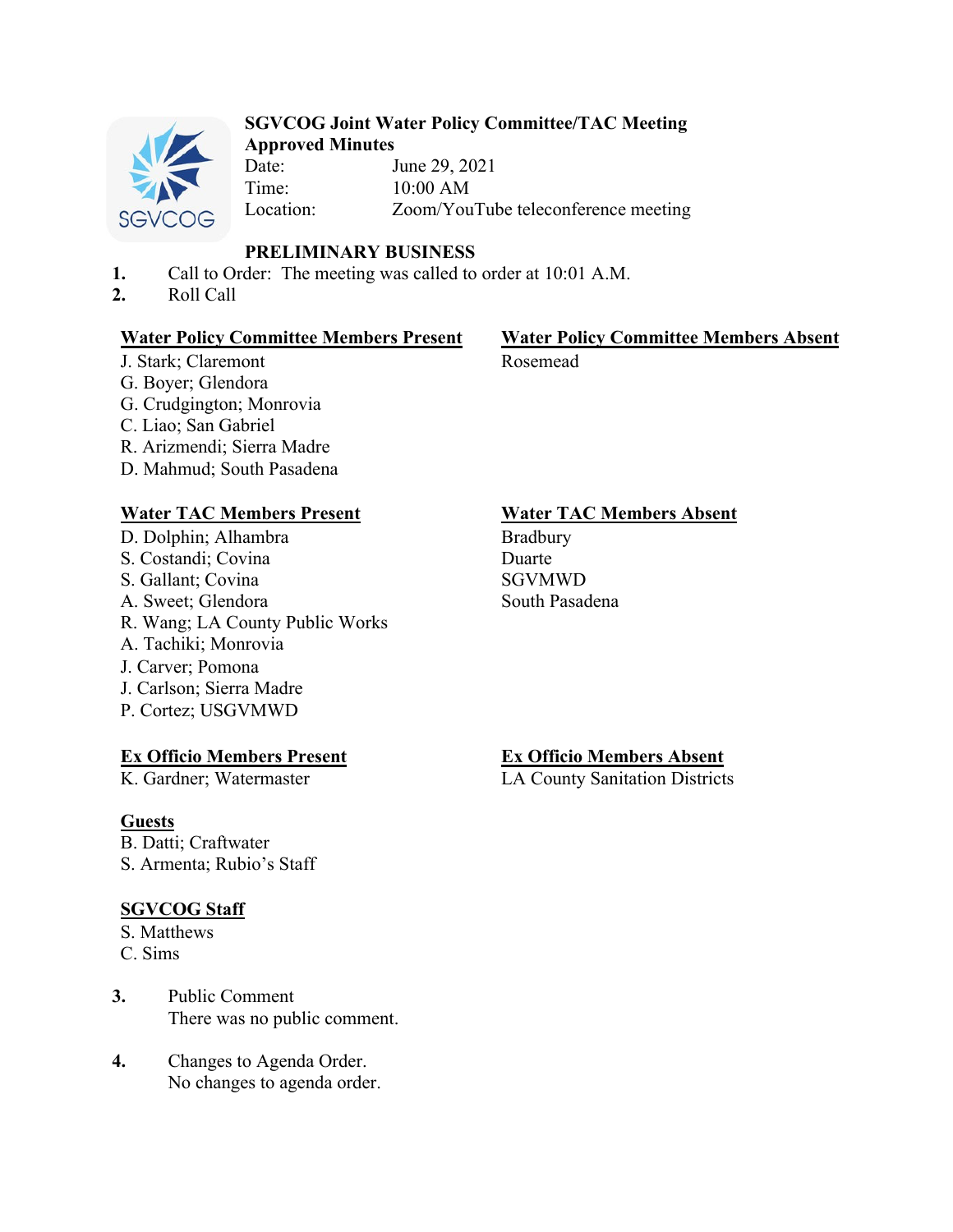**SGVCOG Joint Water Policy Committee/TAC Meeting**
**Approved Minutes**

Date: June 29, 2021
Time: 10:00 AM
Location: Zoom/YouTube teleconference meeting

## PRELIMINARY BUSINESS

1. Call to Order: The meeting was called to order at 10:01 A.M.
2. Roll Call

**Water Policy Committee Members Present**
J. Stark; Claremont
G. Boyer; Glendora
G. Crudgington; Monrovia
C. Liao; San Gabriel
R. Arizmendi; Sierra Madre
D. Mahmud; South Pasadena

**Water Policy Committee Members Absent**
Rosemead

**Water TAC Members Present**
D. Dolphin; Alhambra
S. Costandi; Covina
S. Gallant; Covina
A. Sweet; Glendora
R. Wang; LA County Public Works
A. Tachiki; Monrovia
J. Carver; Pomona
J. Carlson; Sierra Madre
P. Cortez; USGVMWD

**Water TAC Members Absent**
Bradbury
Duarte
SGVMWD
South Pasadena

**Ex Officio Members Present**
K. Gardner; Watermaster

**Ex Officio Members Absent**
LA County Sanitation Districts

**Guests**
B. Datti; Craftwater
S. Armenta; Rubio's Staff

**SGVCOG Staff**
S. Matthews
C. Sims

3. Public Comment
   There was no public comment.

4. Changes to Agenda Order.
   No changes to agenda order.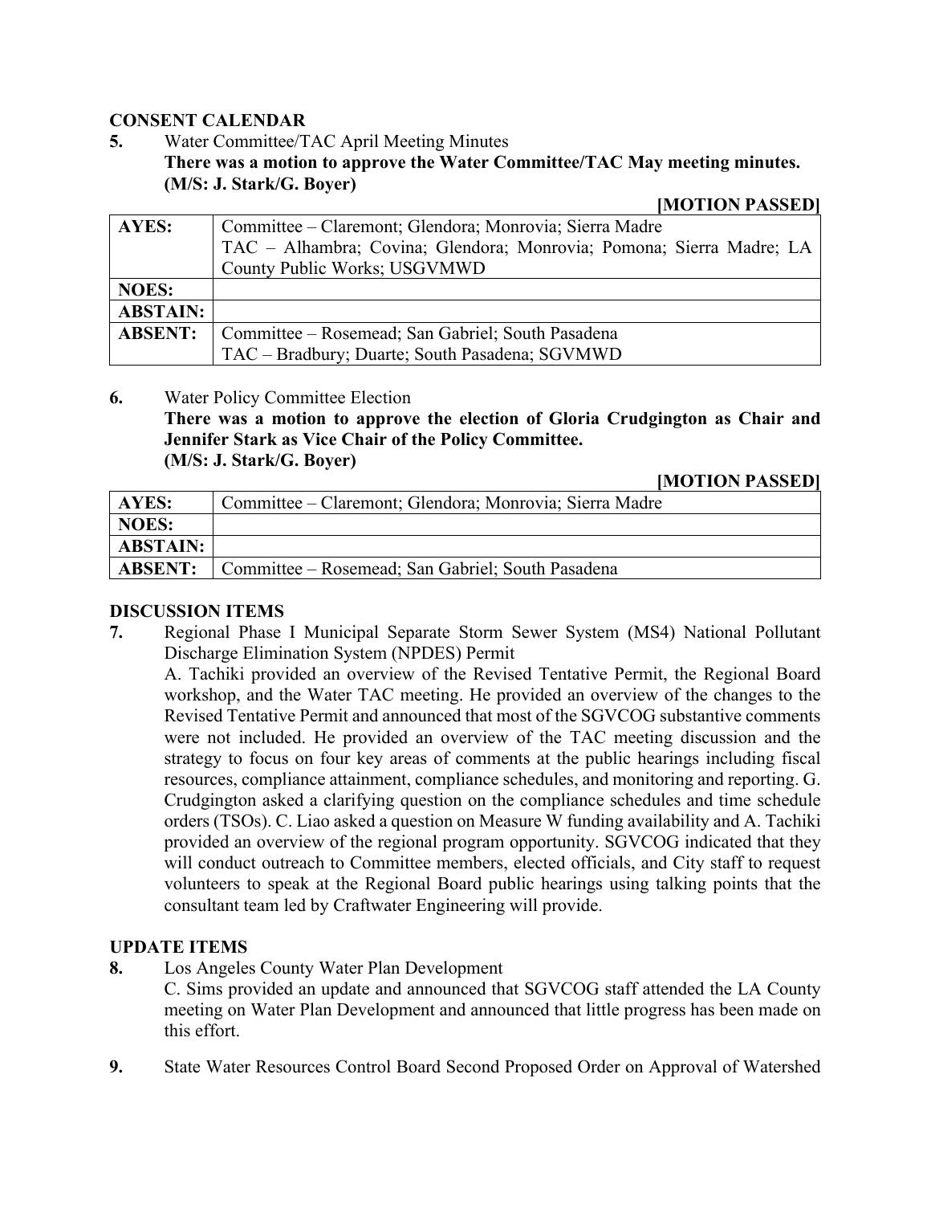## CONSENT CALENDAR

**5.** Water Committee/TAC April Meeting Minutes

**There was a motion to approve the Water Committee/TAC May meeting minutes. (M/S: J. Stark/G. Boyer)**

**[MOTION PASSED]**

| | |
|---|---|
| **AYES:** | Committee – Claremont; Glendora; Monrovia; Sierra Madre<br>TAC – Alhambra; Covina; Glendora; Monrovia; Pomona; Sierra Madre; LA County Public Works; USGVMWD |
| **NOES:** | |
| **ABSTAIN:** | |
| **ABSENT:** | Committee – Rosemead; San Gabriel; South Pasadena<br>TAC – Bradbury; Duarte; South Pasadena; SGVMWD |

**6.** Water Policy Committee Election

**There was a motion to approve the election of Gloria Crudgington as Chair and Jennifer Stark as Vice Chair of the Policy Committee. (M/S: J. Stark/G. Boyer)**

**[MOTION PASSED]**

| | |
|---|---|
| **AYES:** | Committee – Claremont; Glendora; Monrovia; Sierra Madre |
| **NOES:** | |
| **ABSTAIN:** | |
| **ABSENT:** | Committee – Rosemead; San Gabriel; South Pasadena |

## DISCUSSION ITEMS

**7.** Regional Phase I Municipal Separate Storm Sewer System (MS4) National Pollutant Discharge Elimination System (NPDES) Permit

A. Tachiki provided an overview of the Revised Tentative Permit, the Regional Board workshop, and the Water TAC meeting. He provided an overview of the changes to the Revised Tentative Permit and announced that most of the SGVCOG substantive comments were not included. He provided an overview of the TAC meeting discussion and the strategy to focus on four key areas of comments at the public hearings including fiscal resources, compliance attainment, compliance schedules, and monitoring and reporting. G. Crudgington asked a clarifying question on the compliance schedules and time schedule orders (TSOs). C. Liao asked a question on Measure W funding availability and A. Tachiki provided an overview of the regional program opportunity. SGVCOG indicated that they will conduct outreach to Committee members, elected officials, and City staff to request volunteers to speak at the Regional Board public hearings using talking points that the consultant team led by Craftwater Engineering will provide.

## UPDATE ITEMS

**8.** Los Angeles County Water Plan Development

C. Sims provided an update and announced that SGVCOG staff attended the LA County meeting on Water Plan Development and announced that little progress has been made on this effort.

**9.** State Water Resources Control Board Second Proposed Order on Approval of Watershed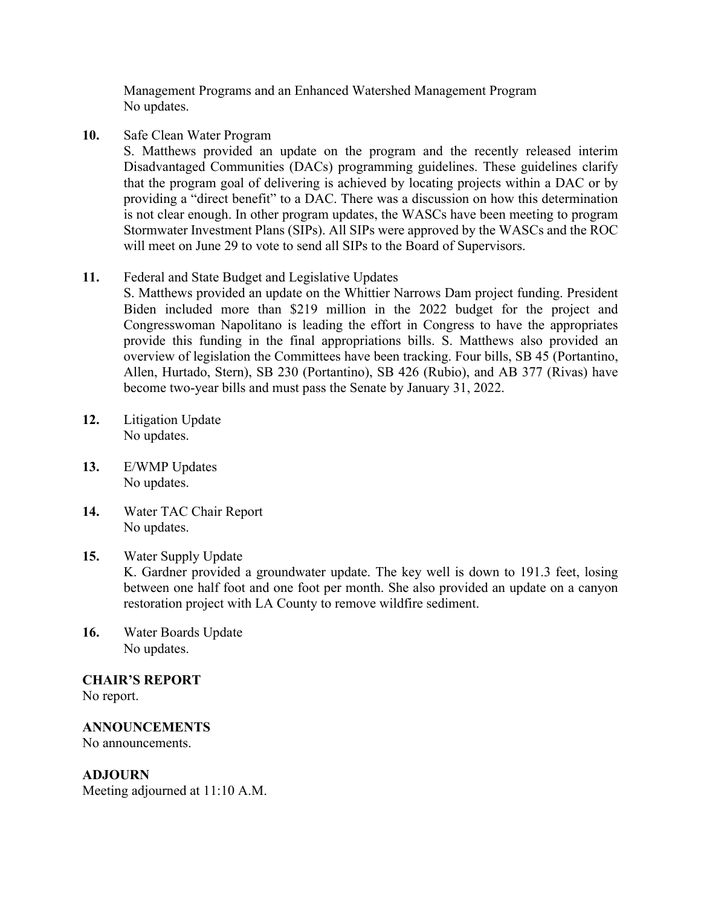Management Programs and an Enhanced Watershed Management Program
No updates.

**10.** Safe Clean Water Program
S. Matthews provided an update on the program and the recently released interim Disadvantaged Communities (DACs) programming guidelines. These guidelines clarify that the program goal of delivering is achieved by locating projects within a DAC or by providing a "direct benefit" to a DAC. There was a discussion on how this determination is not clear enough. In other program updates, the WASCs have been meeting to program Stormwater Investment Plans (SIPs). All SIPs were approved by the WASCs and the ROC will meet on June 29 to vote to send all SIPs to the Board of Supervisors.

**11.** Federal and State Budget and Legislative Updates
S. Matthews provided an update on the Whittier Narrows Dam project funding. President Biden included more than $219 million in the 2022 budget for the project and Congresswoman Napolitano is leading the effort in Congress to have the appropriates provide this funding in the final appropriations bills. S. Matthews also provided an overview of legislation the Committees have been tracking. Four bills, SB 45 (Portantino, Allen, Hurtado, Stern), SB 230 (Portantino), SB 426 (Rubio), and AB 377 (Rivas) have become two-year bills and must pass the Senate by January 31, 2022.

**12.** Litigation Update
No updates.

**13.** E/WMP Updates
No updates.

**14.** Water TAC Chair Report
No updates.

**15.** Water Supply Update
K. Gardner provided a groundwater update. The key well is down to 191.3 feet, losing between one half foot and one foot per month. She also provided an update on a canyon restoration project with LA County to remove wildfire sediment.

**16.** Water Boards Update
No updates.

**CHAIR'S REPORT**
No report.

**ANNOUNCEMENTS**
No announcements.

**ADJOURN**
Meeting adjourned at 11:10 A.M.